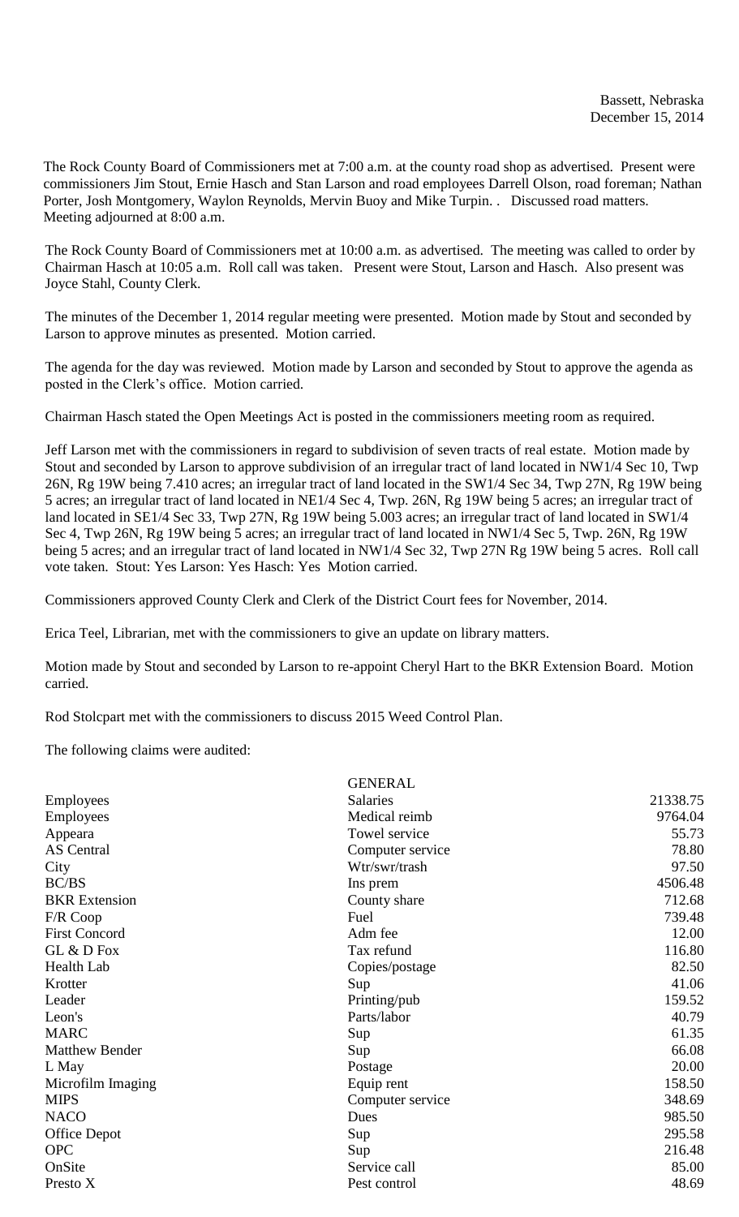Bassett, Nebraska
December 15, 2014

The Rock County Board of Commissioners met at 7:00 a.m. at the county road shop as advertised. Present were commissioners Jim Stout, Ernie Hasch and Stan Larson and road employees Darrell Olson, road foreman; Nathan Porter, Josh Montgomery, Waylon Reynolds, Mervin Buoy and Mike Turpin. . Discussed road matters. Meeting adjourned at 8:00 a.m.

The Rock County Board of Commissioners met at 10:00 a.m. as advertised. The meeting was called to order by Chairman Hasch at 10:05 a.m. Roll call was taken. Present were Stout, Larson and Hasch. Also present was Joyce Stahl, County Clerk.

The minutes of the December 1, 2014 regular meeting were presented. Motion made by Stout and seconded by Larson to approve minutes as presented. Motion carried.

The agenda for the day was reviewed. Motion made by Larson and seconded by Stout to approve the agenda as posted in the Clerk's office. Motion carried.

Chairman Hasch stated the Open Meetings Act is posted in the commissioners meeting room as required.

Jeff Larson met with the commissioners in regard to subdivision of seven tracts of real estate. Motion made by Stout and seconded by Larson to approve subdivision of an irregular tract of land located in NW1/4 Sec 10, Twp 26N, Rg 19W being 7.410 acres; an irregular tract of land located in the SW1/4 Sec 34, Twp 27N, Rg 19W being 5 acres; an irregular tract of land located in NE1/4 Sec 4, Twp. 26N, Rg 19W being 5 acres; an irregular tract of land located in SE1/4 Sec 33, Twp 27N, Rg 19W being 5.003 acres; an irregular tract of land located in SW1/4 Sec 4, Twp 26N, Rg 19W being 5 acres; an irregular tract of land located in NW1/4 Sec 5, Twp. 26N, Rg 19W being 5 acres; and an irregular tract of land located in NW1/4 Sec 32, Twp 27N Rg 19W being 5 acres. Roll call vote taken. Stout: Yes Larson: Yes Hasch: Yes Motion carried.

Commissioners approved County Clerk and Clerk of the District Court fees for November, 2014.

Erica Teel, Librarian, met with the commissioners to give an update on library matters.

Motion made by Stout and seconded by Larson to re-appoint Cheryl Hart to the BKR Extension Board. Motion carried.

Rod Stolcpart met with the commissioners to discuss 2015 Weed Control Plan.

The following claims were audited:

| | GENERAL | |
|---|---|---|
| Employees | Salaries | 21338.75 |
| Employees | Medical reimb | 9764.04 |
| Appeara | Towel service | 55.73 |
| AS Central | Computer service | 78.80 |
| City | Wtr/swr/trash | 97.50 |
| BC/BS | Ins prem | 4506.48 |
| BKR Extension | County share | 712.68 |
| F/R Coop | Fuel | 739.48 |
| First Concord | Adm fee | 12.00 |
| GL & D Fox | Tax refund | 116.80 |
| Health Lab | Copies/postage | 82.50 |
| Krotter | Sup | 41.06 |
| Leader | Printing/pub | 159.52 |
| Leon's | Parts/labor | 40.79 |
| MARC | Sup | 61.35 |
| Matthew Bender | Sup | 66.08 |
| L May | Postage | 20.00 |
| Microfilm Imaging | Equip rent | 158.50 |
| MIPS | Computer service | 348.69 |
| NACO | Dues | 985.50 |
| Office Depot | Sup | 295.58 |
| OPC | Sup | 216.48 |
| OnSite | Service call | 85.00 |
| Presto X | Pest control | 48.69 |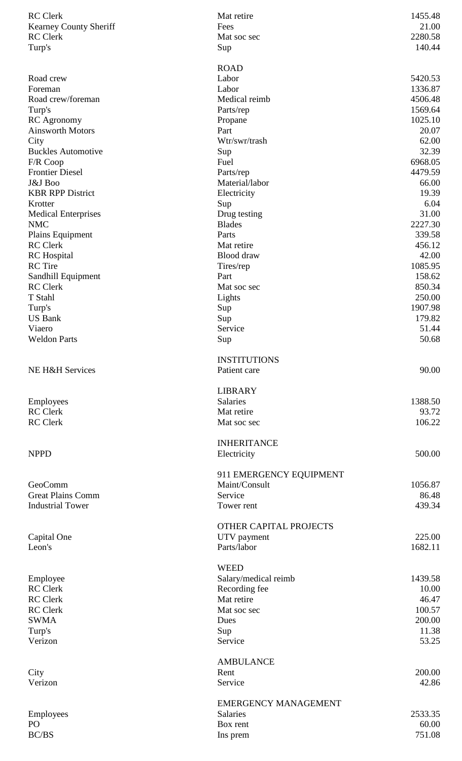| | | |
|---|---|---|
| RC Clerk | Mat retire | 1455.48 |
| Kearney County Sheriff | Fees | 21.00 |
| RC Clerk | Mat soc sec | 2280.58 |
| Turp's | Sup | 140.44 |
| | **ROAD** | |
| Road crew | Labor | 5420.53 |
| Foreman | Labor | 1336.87 |
| Road crew/foreman | Medical reimb | 4506.48 |
| Turp's | Parts/rep | 1569.64 |
| RC Agronomy | Propane | 1025.10 |
| Ainsworth Motors | Part | 20.07 |
| City | Wtr/swr/trash | 62.00 |
| Buckles Automotive | Sup | 32.39 |
| F/R Coop | Fuel | 6968.05 |
| Frontier Diesel | Parts/rep | 4479.59 |
| J&J Boo | Material/labor | 66.00 |
| KBR RPP District | Electricity | 19.39 |
| Krotter | Sup | 6.04 |
| Medical Enterprises | Drug testing | 31.00 |
| NMC | Blades | 2227.30 |
| Plains Equipment | Parts | 339.58 |
| RC Clerk | Mat retire | 456.12 |
| RC Hospital | Blood draw | 42.00 |
| RC Tire | Tires/rep | 1085.95 |
| Sandhill Equipment | Part | 158.62 |
| RC Clerk | Mat soc sec | 850.34 |
| T Stahl | Lights | 250.00 |
| Turp's | Sup | 1907.98 |
| US Bank | Sup | 179.82 |
| Viaero | Service | 51.44 |
| Weldon Parts | Sup | 50.68 |
| | **INSTITUTIONS** | |
| NE H&H Services | Patient care | 90.00 |
| | **LIBRARY** | |
| Employees | Salaries | 1388.50 |
| RC Clerk | Mat retire | 93.72 |
| RC Clerk | Mat soc sec | 106.22 |
| | **INHERITANCE** | |
| NPPD | Electricity | 500.00 |
| | **911 EMERGENCY EQUIPMENT** | |
| GeoComm | Maint/Consult | 1056.87 |
| Great Plains Comm | Service | 86.48 |
| Industrial Tower | Tower rent | 439.34 |
| | **OTHER CAPITAL PROJECTS** | |
| Capital One | UTV payment | 225.00 |
| Leon's | Parts/labor | 1682.11 |
| | **WEED** | |
| Employee | Salary/medical reimb | 1439.58 |
| RC Clerk | Recording fee | 10.00 |
| RC Clerk | Mat retire | 46.47 |
| RC Clerk | Mat soc sec | 100.57 |
| SWMA | Dues | 200.00 |
| Turp's | Sup | 11.38 |
| Verizon | Service | 53.25 |
| | **AMBULANCE** | |
| City | Rent | 200.00 |
| Verizon | Service | 42.86 |
| | **EMERGENCY MANAGEMENT** | |
| Employees | Salaries | 2533.35 |
| PO | Box rent | 60.00 |
| BC/BS | Ins prem | 751.08 |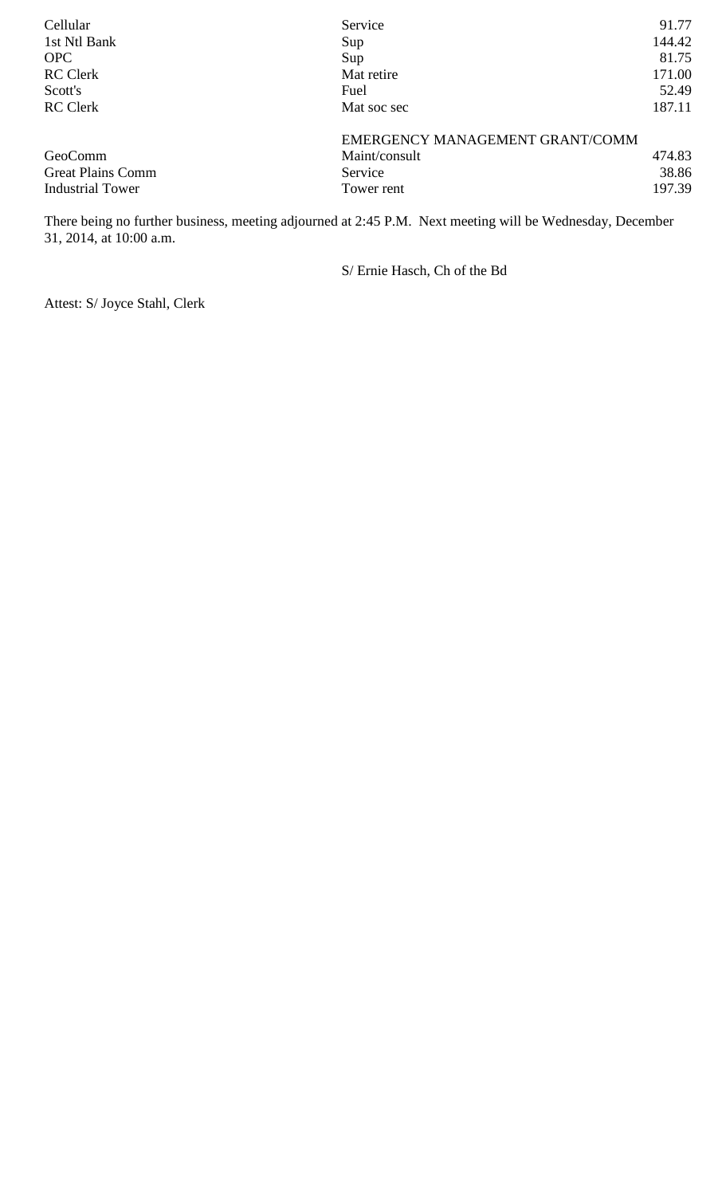| | | |
|---|---|---|
| Cellular | Service | 91.77 |
| 1st Ntl Bank | Sup | 144.42 |
| OPC | Sup | 81.75 |
| RC Clerk | Mat retire | 171.00 |
| Scott's | Fuel | 52.49 |
| RC Clerk | Mat soc sec | 187.11 |
| | EMERGENCY MANAGEMENT GRANT/COMM | |
| GeoComm | Maint/consult | 474.83 |
| Great Plains Comm | Service | 38.86 |
| Industrial Tower | Tower rent | 197.39 |

There being no further business, meeting adjourned at 2:45 P.M. Next meeting will be Wednesday, December 31, 2014, at 10:00 a.m.

S/ Ernie Hasch, Ch of the Bd

Attest: S/ Joyce Stahl, Clerk